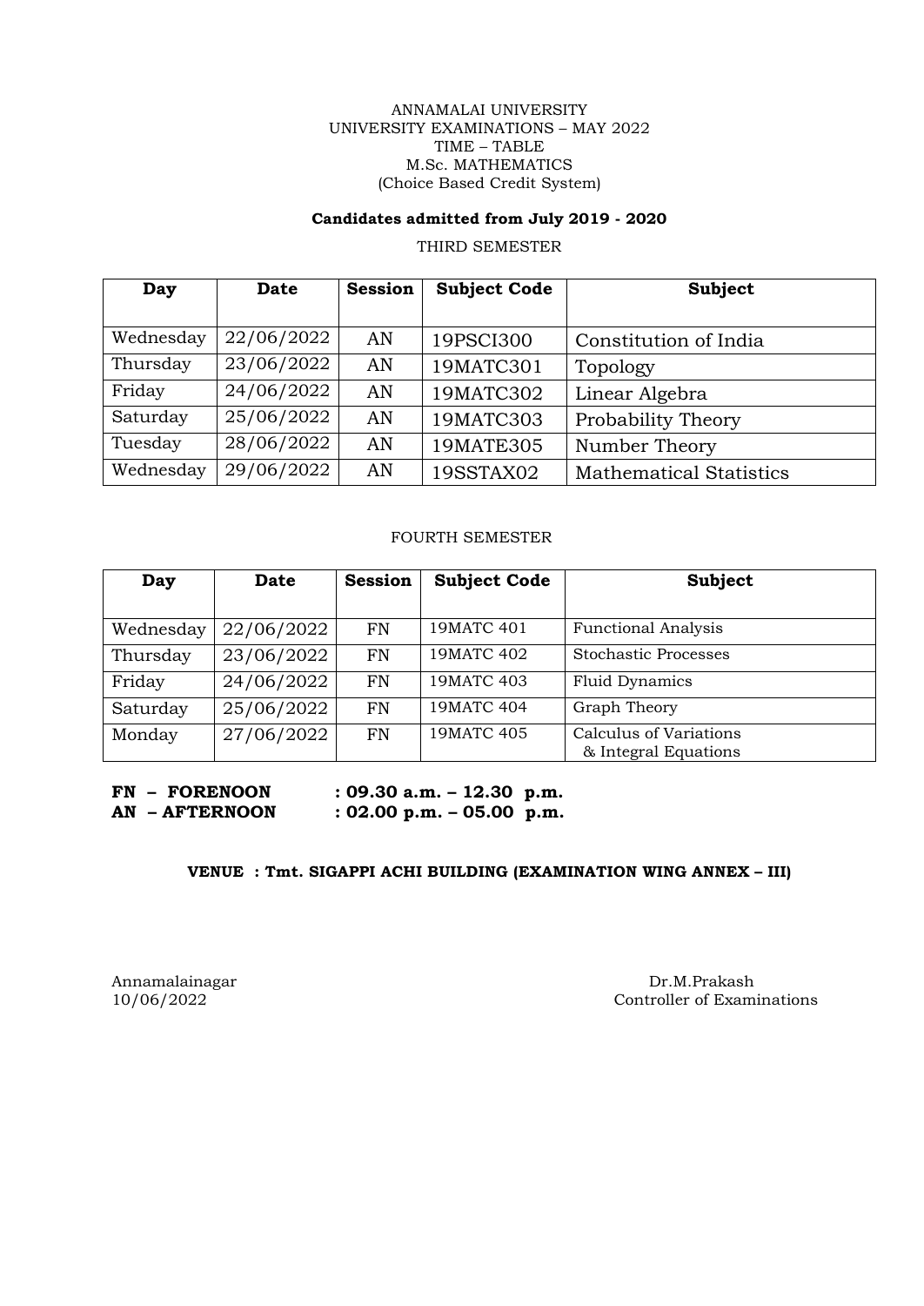ANNAMALAI UNIVERSITY
UNIVERSITY EXAMINATIONS – MAY 2022
TIME – TABLE
M.Sc. MATHEMATICS
(Choice Based Credit System)

**Candidates admitted from July 2019 - 2020**

THIRD SEMESTER

| Day | Date | Session | Subject Code | Subject |
|---|---|---|---|---|
| Wednesday | 22/06/2022 | AN | 19PSCI300 | Constitution of India |
| Thursday | 23/06/2022 | AN | 19MATC301 | Topology |
| Friday | 24/06/2022 | AN | 19MATC302 | Linear Algebra |
| Saturday | 25/06/2022 | AN | 19MATC303 | Probability Theory |
| Tuesday | 28/06/2022 | AN | 19MATE305 | Number Theory |
| Wednesday | 29/06/2022 | AN | 19SSTAX02 | Mathematical Statistics |

FOURTH SEMESTER

| Day | Date | Session | Subject Code | Subject |
|---|---|---|---|---|
| Wednesday | 22/06/2022 | FN | 19MATC 401 | Functional Analysis |
| Thursday | 23/06/2022 | FN | 19MATC 402 | Stochastic Processes |
| Friday | 24/06/2022 | FN | 19MATC 403 | Fluid Dynamics |
| Saturday | 25/06/2022 | FN | 19MATC 404 | Graph Theory |
| Monday | 27/06/2022 | FN | 19MATC 405 | Calculus of Variations & Integral Equations |

**FN – FORENOON : 09.30 a.m. – 12.30 p.m.**
**AN – AFTERNOON : 02.00 p.m. – 05.00 p.m.**

**VENUE : Tmt. SIGAPPI ACHI BUILDING (EXAMINATION WING ANNEX – III)**

Annamalainagar
10/06/2022

Dr.M.Prakash
Controller of Examinations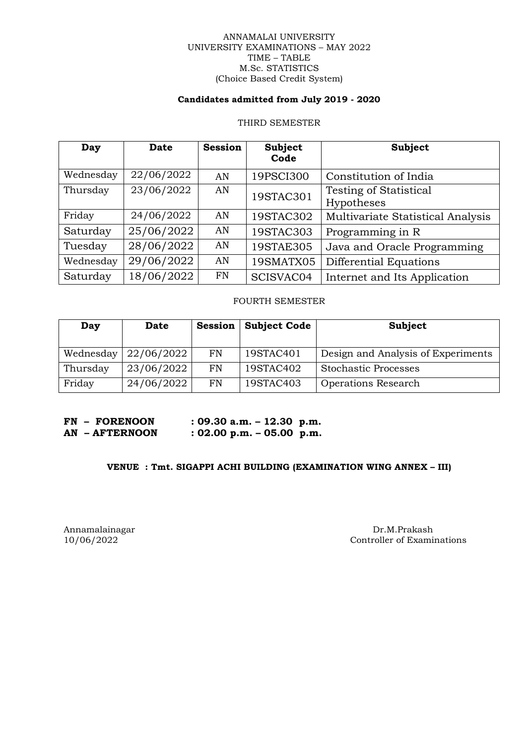ANNAMALAI UNIVERSITY
UNIVERSITY EXAMINATIONS – MAY 2022
TIME – TABLE
M.Sc. STATISTICS
(Choice Based Credit System)

**Candidates admitted from July 2019 - 2020**

THIRD SEMESTER

| Day | Date | Session | Subject Code | Subject |
|---|---|---|---|---|
| Wednesday | 22/06/2022 | AN | 19PSCI300 | Constitution of India |
| Thursday | 23/06/2022 | AN | 19STAC301 | Testing of Statistical Hypotheses |
| Friday | 24/06/2022 | AN | 19STAC302 | Multivariate Statistical Analysis |
| Saturday | 25/06/2022 | AN | 19STAC303 | Programming in R |
| Tuesday | 28/06/2022 | AN | 19STAE305 | Java and Oracle Programming |
| Wednesday | 29/06/2022 | AN | 19SMATX05 | Differential Equations |
| Saturday | 18/06/2022 | FN | SCISVAC04 | Internet and Its Application |

FOURTH SEMESTER

| Day | Date | Session | Subject Code | Subject |
|---|---|---|---|---|
| Wednesday | 22/06/2022 | FN | 19STAC401 | Design and Analysis of Experiments |
| Thursday | 23/06/2022 | FN | 19STAC402 | Stochastic Processes |
| Friday | 24/06/2022 | FN | 19STAC403 | Operations Research |

**FN – FORENOON : 09.30 a.m. – 12.30 p.m.**
**AN – AFTERNOON : 02.00 p.m. – 05.00 p.m.**

**VENUE : Tmt. SIGAPPI ACHI BUILDING (EXAMINATION WING ANNEX – III)**

Annamalainagar
10/06/2022

Dr.M.Prakash
Controller of Examinations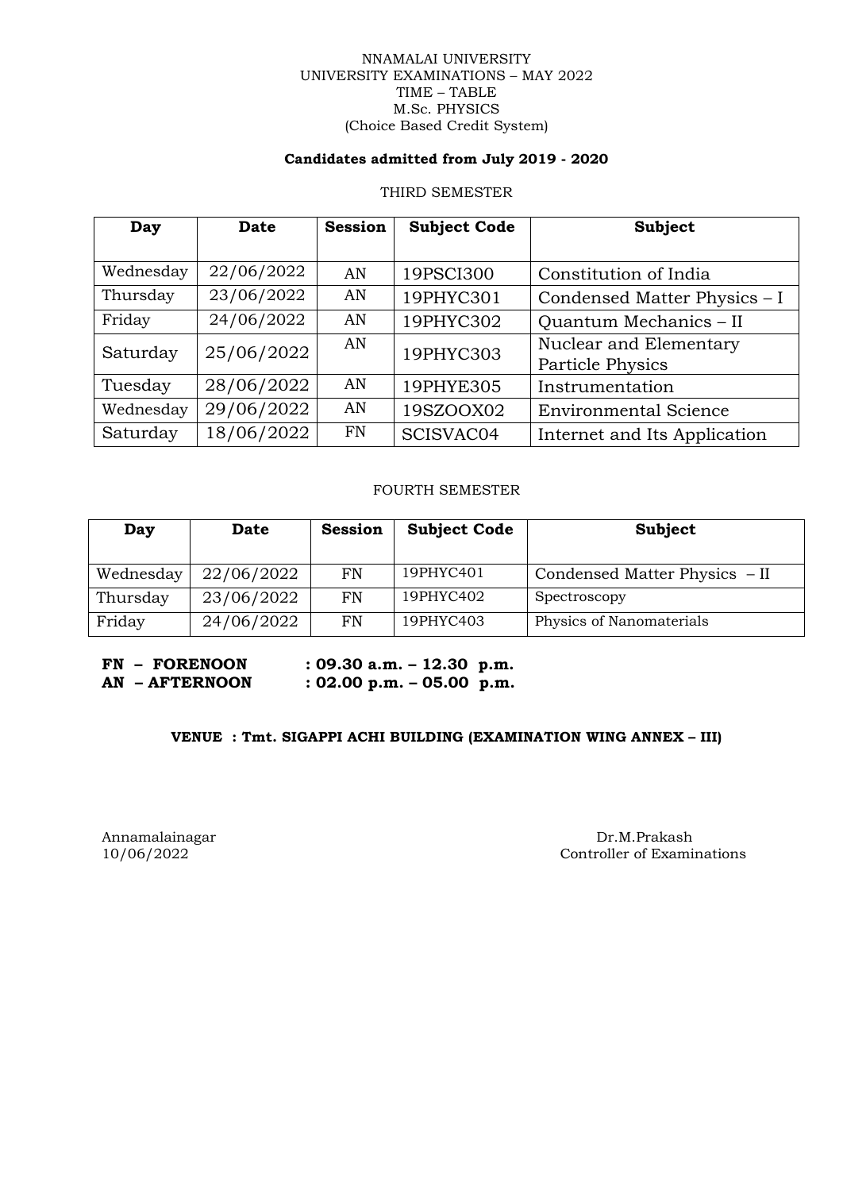NNAMALAI UNIVERSITY
UNIVERSITY EXAMINATIONS – MAY 2022
TIME – TABLE
M.Sc. PHYSICS
(Choice Based Credit System)

**Candidates admitted from July 2019 - 2020**

THIRD SEMESTER

| Day | Date | Session | Subject Code | Subject |
|---|---|---|---|---|
| Wednesday | 22/06/2022 | AN | 19PSCI300 | Constitution of India |
| Thursday | 23/06/2022 | AN | 19PHYC301 | Condensed Matter Physics – I |
| Friday | 24/06/2022 | AN | 19PHYC302 | Quantum Mechanics – II |
| Saturday | 25/06/2022 | AN | 19PHYC303 | Nuclear and Elementary Particle Physics |
| Tuesday | 28/06/2022 | AN | 19PHYE305 | Instrumentation |
| Wednesday | 29/06/2022 | AN | 19SZOOX02 | Environmental Science |
| Saturday | 18/06/2022 | FN | SCISVAC04 | Internet and Its Application |

FOURTH SEMESTER

| Day | Date | Session | Subject Code | Subject |
|---|---|---|---|---|
| Wednesday | 22/06/2022 | FN | 19PHYC401 | Condensed Matter Physics – II |
| Thursday | 23/06/2022 | FN | 19PHYC402 | Spectroscopy |
| Friday | 24/06/2022 | FN | 19PHYC403 | Physics of Nanomaterials |

**FN – FORENOON : 09.30 a.m. – 12.30 p.m.**
**AN – AFTERNOON : 02.00 p.m. – 05.00 p.m.**

**VENUE : Tmt. SIGAPPI ACHI BUILDING (EXAMINATION WING ANNEX – III)**

Annamalainagar
10/06/2022

Dr.M.Prakash
Controller of Examinations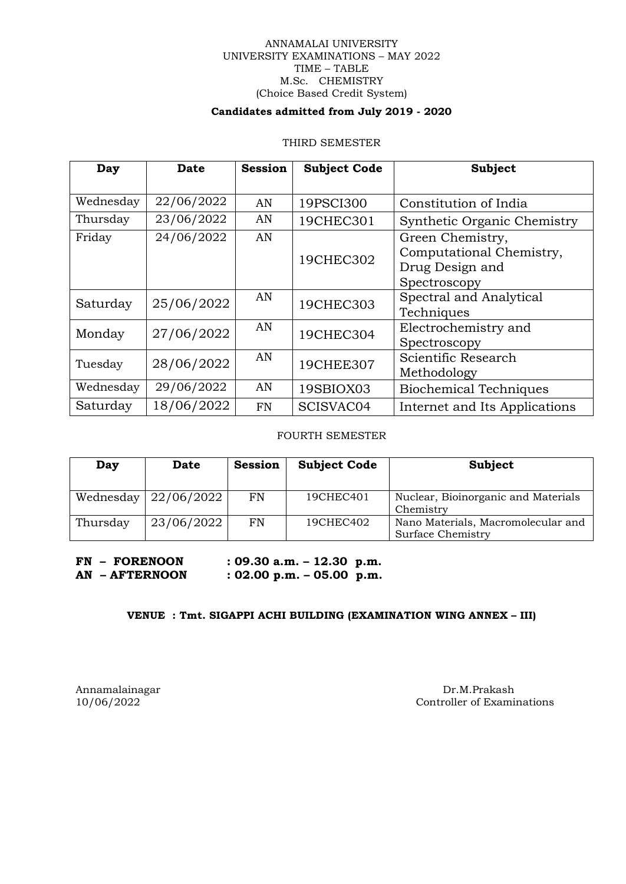ANNAMALAI UNIVERSITY
UNIVERSITY EXAMINATIONS – MAY 2022
TIME – TABLE
M.Sc. CHEMISTRY
(Choice Based Credit System)

**Candidates admitted from July 2019 - 2020**

THIRD SEMESTER

| Day | Date | Session | Subject Code | Subject |
|---|---|---|---|---|
| Wednesday | 22/06/2022 | AN | 19PSCI300 | Constitution of India |
| Thursday | 23/06/2022 | AN | 19CHEC301 | Synthetic Organic Chemistry |
| Friday | 24/06/2022 | AN | 19CHEC302 | Green Chemistry, Computational Chemistry, Drug Design and Spectroscopy |
| Saturday | 25/06/2022 | AN | 19CHEC303 | Spectral and Analytical Techniques |
| Monday | 27/06/2022 | AN | 19CHEC304 | Electrochemistry and Spectroscopy |
| Tuesday | 28/06/2022 | AN | 19CHEE307 | Scientific Research Methodology |
| Wednesday | 29/06/2022 | AN | 19SBIOX03 | Biochemical Techniques |
| Saturday | 18/06/2022 | FN | SCISVAC04 | Internet and Its Applications |

FOURTH SEMESTER

| Day | Date | Session | Subject Code | Subject |
|---|---|---|---|---|
| Wednesday | 22/06/2022 | FN | 19CHEC401 | Nuclear, Bioinorganic and Materials Chemistry |
| Thursday | 23/06/2022 | FN | 19CHEC402 | Nano Materials, Macromolecular and Surface Chemistry |

**FN – FORENOON : 09.30 a.m. – 12.30 p.m.**
**AN – AFTERNOON : 02.00 p.m. – 05.00 p.m.**

**VENUE : Tmt. SIGAPPI ACHI BUILDING (EXAMINATION WING ANNEX – III)**

Annamalainagar
10/06/2022

Dr.M.Prakash
Controller of Examinations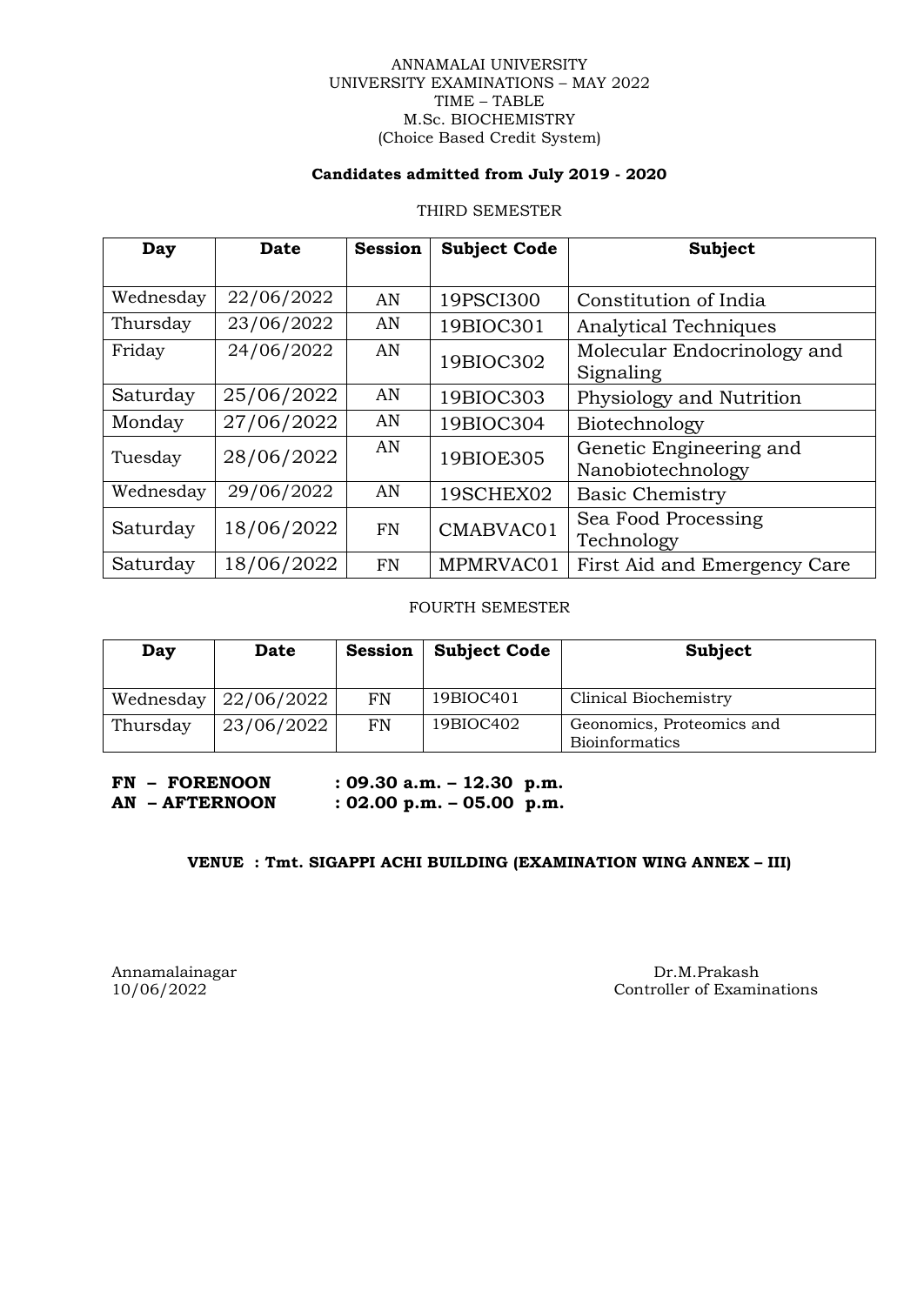ANNAMALAI UNIVERSITY
UNIVERSITY EXAMINATIONS – MAY 2022
TIME – TABLE
M.Sc. BIOCHEMISTRY
(Choice Based Credit System)

**Candidates admitted from July 2019 - 2020**

THIRD SEMESTER

| Day | Date | Session | Subject Code | Subject |
|---|---|---|---|---|
| Wednesday | 22/06/2022 | AN | 19PSCI300 | Constitution of India |
| Thursday | 23/06/2022 | AN | 19BIOC301 | Analytical Techniques |
| Friday | 24/06/2022 | AN | 19BIOC302 | Molecular Endocrinology and Signaling |
| Saturday | 25/06/2022 | AN | 19BIOC303 | Physiology and Nutrition |
| Monday | 27/06/2022 | AN | 19BIOC304 | Biotechnology |
| Tuesday | 28/06/2022 | AN | 19BIOE305 | Genetic Engineering and Nanobiotechnology |
| Wednesday | 29/06/2022 | AN | 19SCHEX02 | Basic Chemistry |
| Saturday | 18/06/2022 | FN | CMABVAC01 | Sea Food Processing Technology |
| Saturday | 18/06/2022 | FN | MPMRVAC01 | First Aid and Emergency Care |

FOURTH SEMESTER

| Day | Date | Session | Subject Code | Subject |
|---|---|---|---|---|
| Wednesday | 22/06/2022 | FN | 19BIOC401 | Clinical Biochemistry |
| Thursday | 23/06/2022 | FN | 19BIOC402 | Geonomics, Proteomics and Bioinformatics |

**FN – FORENOON : 09.30 a.m. – 12.30 p.m.**
**AN – AFTERNOON : 02.00 p.m. – 05.00 p.m.**

**VENUE : Tmt. SIGAPPI ACHI BUILDING (EXAMINATION WING ANNEX – III)**

Annamalainagar
10/06/2022

Dr.M.Prakash
Controller of Examinations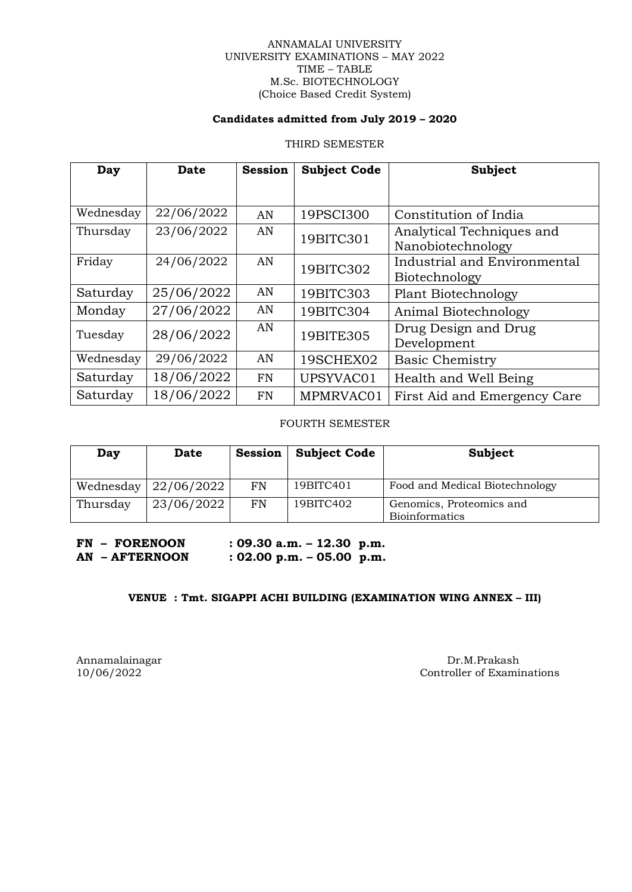ANNAMALAI UNIVERSITY
UNIVERSITY EXAMINATIONS – MAY 2022
TIME – TABLE
M.Sc. BIOTECHNOLOGY
(Choice Based Credit System)

**Candidates admitted from July 2019 – 2020**

THIRD SEMESTER

| Day | Date | Session | Subject Code | Subject |
|---|---|---|---|---|
| Wednesday | 22/06/2022 | AN | 19PSCI300 | Constitution of India |
| Thursday | 23/06/2022 | AN | 19BITC301 | Analytical Techniques and Nanobiotechnology |
| Friday | 24/06/2022 | AN | 19BITC302 | Industrial and Environmental Biotechnology |
| Saturday | 25/06/2022 | AN | 19BITC303 | Plant Biotechnology |
| Monday | 27/06/2022 | AN | 19BITC304 | Animal Biotechnology |
| Tuesday | 28/06/2022 | AN | 19BITE305 | Drug Design and Drug Development |
| Wednesday | 29/06/2022 | AN | 19SCHEX02 | Basic Chemistry |
| Saturday | 18/06/2022 | FN | UPSYVAC01 | Health and Well Being |
| Saturday | 18/06/2022 | FN | MPMRVAC01 | First Aid and Emergency Care |

FOURTH SEMESTER

| Day | Date | Session | Subject Code | Subject |
|---|---|---|---|---|
| Wednesday | 22/06/2022 | FN | 19BITC401 | Food and Medical Biotechnology |
| Thursday | 23/06/2022 | FN | 19BITC402 | Genomics, Proteomics and Bioinformatics |

**FN – FORENOON : 09.30 a.m. – 12.30 p.m.**
**AN – AFTERNOON : 02.00 p.m. – 05.00 p.m.**

**VENUE : Tmt. SIGAPPI ACHI BUILDING (EXAMINATION WING ANNEX – III)**

Annamalainagar
10/06/2022

Dr.M.Prakash
Controller of Examinations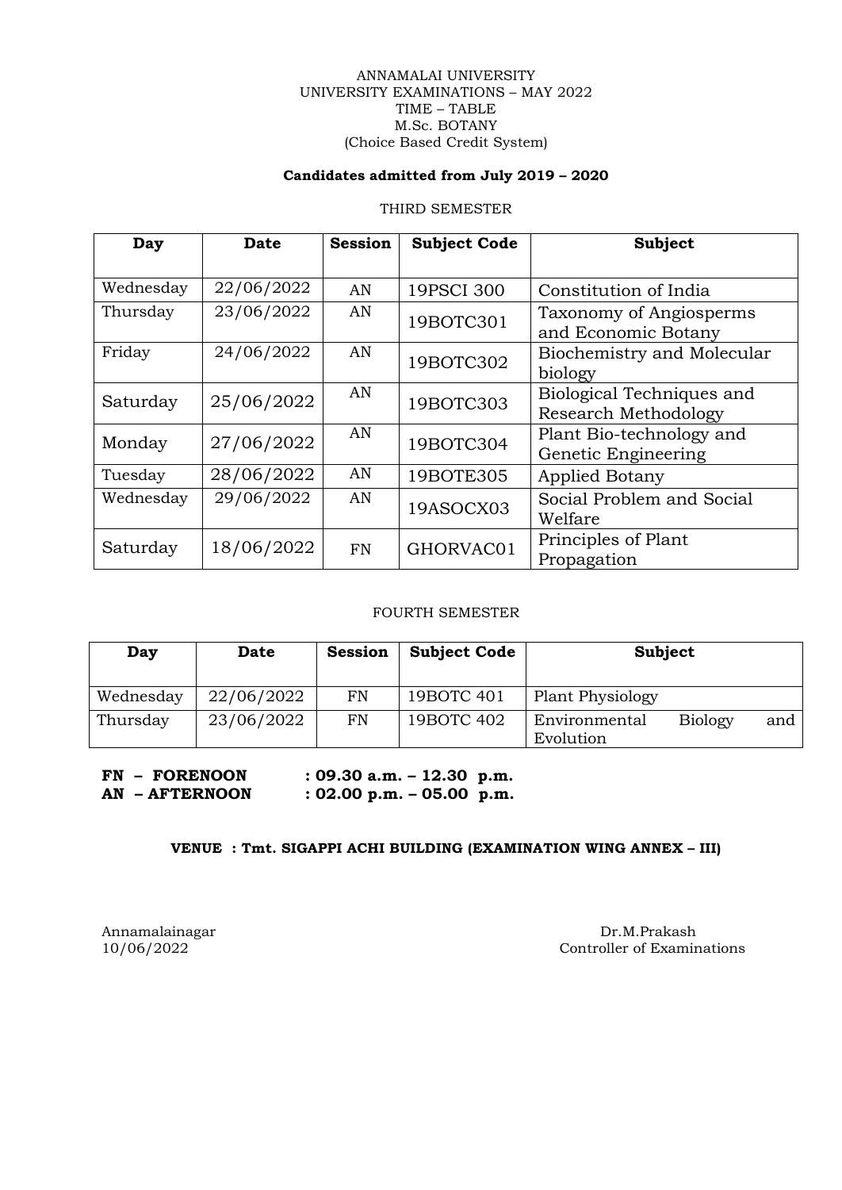ANNAMALAI UNIVERSITY
UNIVERSITY EXAMINATIONS – MAY 2022
TIME – TABLE
M.Sc. BOTANY
(Choice Based Credit System)

**Candidates admitted from July 2019 – 2020**

THIRD SEMESTER

| Day | Date | Session | Subject Code | Subject |
|---|---|---|---|---|
| Wednesday | 22/06/2022 | AN | 19PSCI 300 | Constitution of India |
| Thursday | 23/06/2022 | AN | 19BOTC301 | Taxonomy of Angiosperms and Economic Botany |
| Friday | 24/06/2022 | AN | 19BOTC302 | Biochemistry and Molecular biology |
| Saturday | 25/06/2022 | AN | 19BOTC303 | Biological Techniques and Research Methodology |
| Monday | 27/06/2022 | AN | 19BOTC304 | Plant Bio-technology and Genetic Engineering |
| Tuesday | 28/06/2022 | AN | 19BOTE305 | Applied Botany |
| Wednesday | 29/06/2022 | AN | 19ASOCX03 | Social Problem and Social Welfare |
| Saturday | 18/06/2022 | FN | GHORVAC01 | Principles of Plant Propagation |

FOURTH SEMESTER

| Day | Date | Session | Subject Code | Subject |
|---|---|---|---|---|
| Wednesday | 22/06/2022 | FN | 19BOTC 401 | Plant Physiology |
| Thursday | 23/06/2022 | FN | 19BOTC 402 | Environmental Biology and Evolution |

**FN – FORENOON : 09.30 a.m. – 12.30 p.m.**
**AN – AFTERNOON : 02.00 p.m. – 05.00 p.m.**

**VENUE : Tmt. SIGAPPI ACHI BUILDING (EXAMINATION WING ANNEX – III)**

Annamalainagar
10/06/2022

Dr.M.Prakash
Controller of Examinations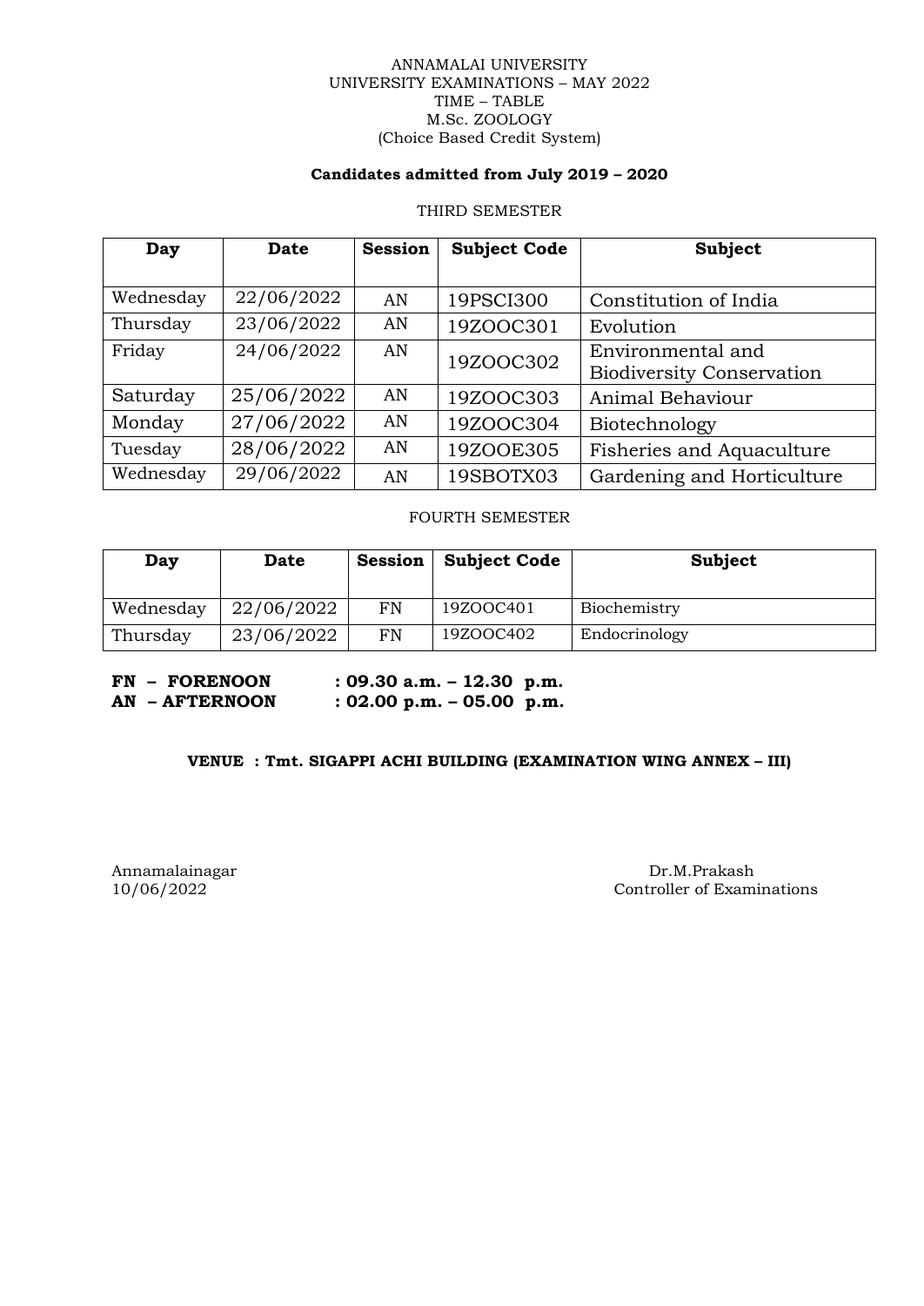ANNAMALAI UNIVERSITY
UNIVERSITY EXAMINATIONS – MAY 2022
TIME – TABLE
M.Sc. ZOOLOGY
(Choice Based Credit System)

**Candidates admitted from July 2019 – 2020**

THIRD SEMESTER

| Day | Date | Session | Subject Code | Subject |
|---|---|---|---|---|
| Wednesday | 22/06/2022 | AN | 19PSCI300 | Constitution of India |
| Thursday | 23/06/2022 | AN | 19ZOOC301 | Evolution |
| Friday | 24/06/2022 | AN | 19ZOOC302 | Environmental and Biodiversity Conservation |
| Saturday | 25/06/2022 | AN | 19ZOOC303 | Animal Behaviour |
| Monday | 27/06/2022 | AN | 19ZOOC304 | Biotechnology |
| Tuesday | 28/06/2022 | AN | 19ZOOE305 | Fisheries and Aquaculture |
| Wednesday | 29/06/2022 | AN | 19SBOTX03 | Gardening and Horticulture |

FOURTH SEMESTER

| Day | Date | Session | Subject Code | Subject |
|---|---|---|---|---|
| Wednesday | 22/06/2022 | FN | 19ZOOC401 | Biochemistry |
| Thursday | 23/06/2022 | FN | 19ZOOC402 | Endocrinology |

**FN – FORENOON : 09.30 a.m. – 12.30 p.m.**
**AN – AFTERNOON : 02.00 p.m. – 05.00 p.m.**

**VENUE : Tmt. SIGAPPI ACHI BUILDING (EXAMINATION WING ANNEX – III)**

Annamalainagar
10/06/2022

Dr.M.Prakash
Controller of Examinations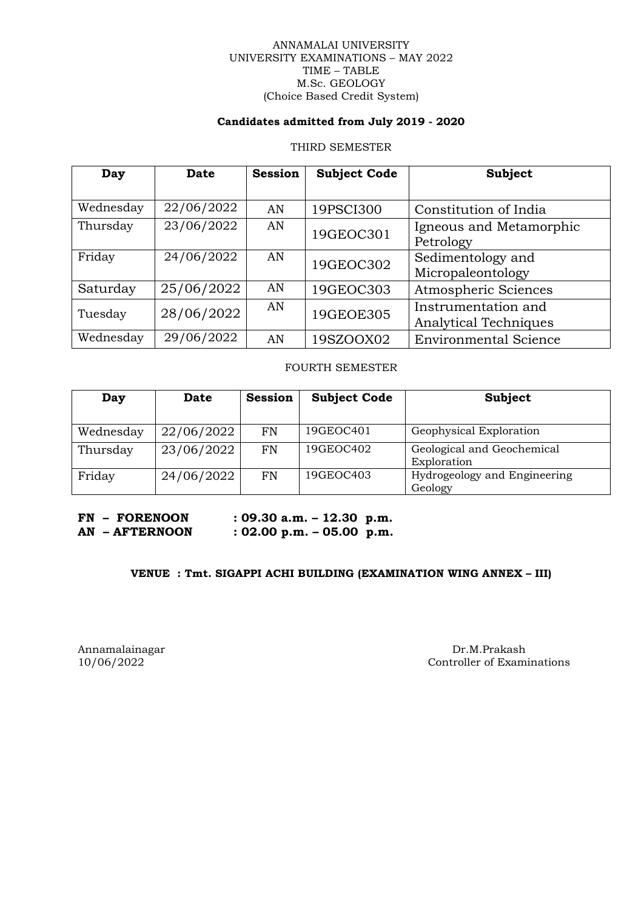ANNAMALAI UNIVERSITY
UNIVERSITY EXAMINATIONS – MAY 2022
TIME – TABLE
M.Sc. GEOLOGY
(Choice Based Credit System)

**Candidates admitted from July 2019 - 2020**

THIRD SEMESTER

| Day | Date | Session | Subject Code | Subject |
|---|---|---|---|---|
| Wednesday | 22/06/2022 | AN | 19PSCI300 | Constitution of India |
| Thursday | 23/06/2022 | AN | 19GEOC301 | Igneous and Metamorphic Petrology |
| Friday | 24/06/2022 | AN | 19GEOC302 | Sedimentology and Micropaleontology |
| Saturday | 25/06/2022 | AN | 19GEOC303 | Atmospheric Sciences |
| Tuesday | 28/06/2022 | AN | 19GEOE305 | Instrumentation and Analytical Techniques |
| Wednesday | 29/06/2022 | AN | 19SZOOX02 | Environmental Science |

FOURTH SEMESTER

| Day | Date | Session | Subject Code | Subject |
|---|---|---|---|---|
| Wednesday | 22/06/2022 | FN | 19GEOC401 | Geophysical Exploration |
| Thursday | 23/06/2022 | FN | 19GEOC402 | Geological and Geochemical Exploration |
| Friday | 24/06/2022 | FN | 19GEOC403 | Hydrogeology and Engineering Geology |

**FN – FORENOON : 09.30 a.m. – 12.30 p.m.**
**AN – AFTERNOON : 02.00 p.m. – 05.00 p.m.**

**VENUE : Tmt. SIGAPPI ACHI BUILDING (EXAMINATION WING ANNEX – III)**

Annamalainagar
10/06/2022

Dr.M.Prakash
Controller of Examinations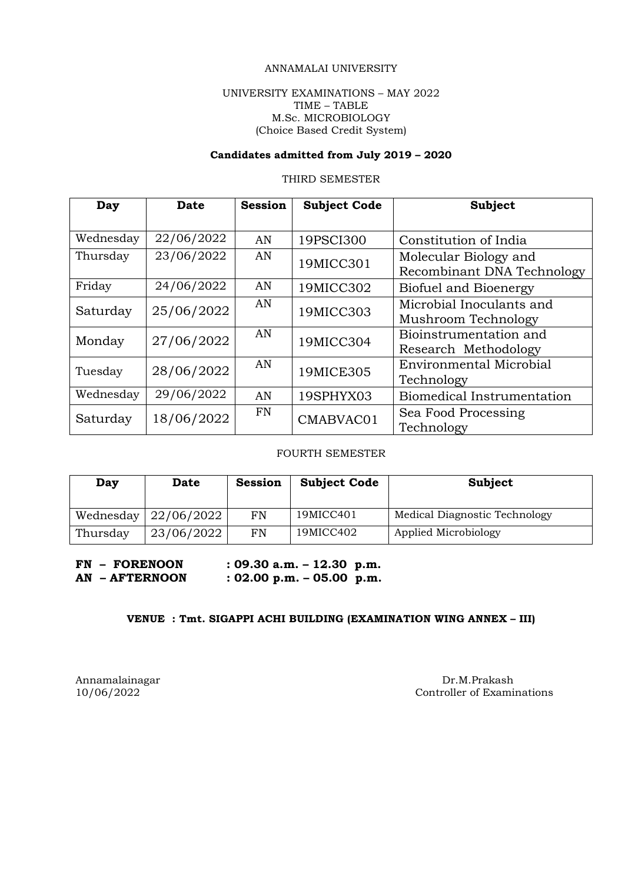ANNAMALAI UNIVERSITY

UNIVERSITY EXAMINATIONS – MAY 2022
TIME – TABLE
M.Sc. MICROBIOLOGY
(Choice Based Credit System)

**Candidates admitted from July 2019 – 2020**

THIRD SEMESTER

| Day | Date | Session | Subject Code | Subject |
|---|---|---|---|---|
| Wednesday | 22/06/2022 | AN | 19PSCI300 | Constitution of India |
| Thursday | 23/06/2022 | AN | 19MICC301 | Molecular Biology and Recombinant DNA Technology |
| Friday | 24/06/2022 | AN | 19MICC302 | Biofuel and Bioenergy |
| Saturday | 25/06/2022 | AN | 19MICC303 | Microbial Inoculants and Mushroom Technology |
| Monday | 27/06/2022 | AN | 19MICC304 | Bioinstrumentation and Research Methodology |
| Tuesday | 28/06/2022 | AN | 19MICE305 | Environmental Microbial Technology |
| Wednesday | 29/06/2022 | AN | 19SPHYX03 | Biomedical Instrumentation |
| Saturday | 18/06/2022 | FN | CMABVAC01 | Sea Food Processing Technology |

FOURTH SEMESTER

| Day | Date | Session | Subject Code | Subject |
|---|---|---|---|---|
| Wednesday | 22/06/2022 | FN | 19MICC401 | Medical Diagnostic Technology |
| Thursday | 23/06/2022 | FN | 19MICC402 | Applied Microbiology |

**FN – FORENOON : 09.30 a.m. – 12.30 p.m.**
**AN – AFTERNOON : 02.00 p.m. – 05.00 p.m.**

**VENUE : Tmt. SIGAPPI ACHI BUILDING (EXAMINATION WING ANNEX – III)**

Annamalainagar
10/06/2022

Dr.M.Prakash
Controller of Examinations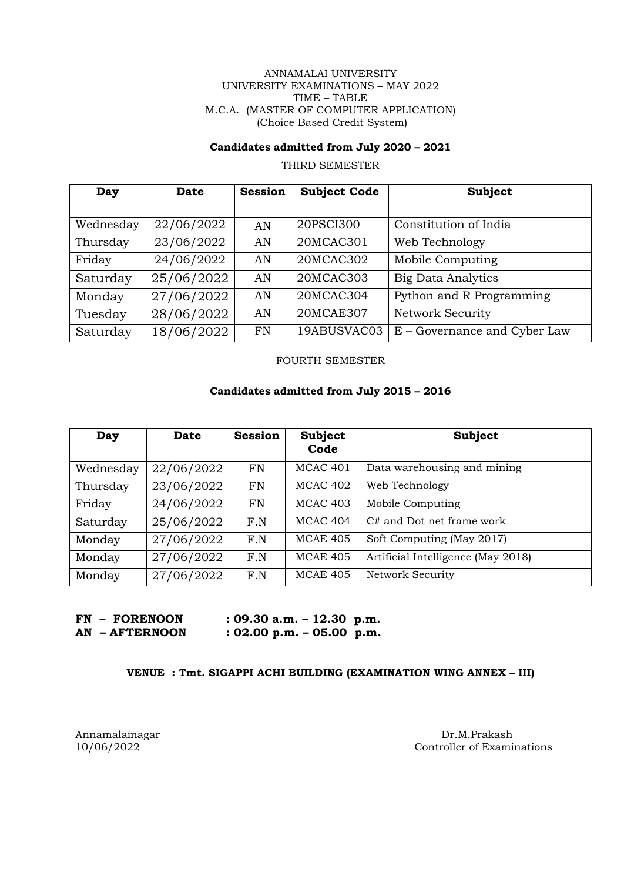ANNAMALAI UNIVERSITY
UNIVERSITY EXAMINATIONS – MAY 2022
TIME – TABLE
M.C.A. (MASTER OF COMPUTER APPLICATION)
(Choice Based Credit System)

**Candidates admitted from July 2020 – 2021**

THIRD SEMESTER

| Day | Date | Session | Subject Code | Subject |
|---|---|---|---|---|
| Wednesday | 22/06/2022 | AN | 20PSCI300 | Constitution of India |
| Thursday | 23/06/2022 | AN | 20MCAC301 | Web Technology |
| Friday | 24/06/2022 | AN | 20MCAC302 | Mobile Computing |
| Saturday | 25/06/2022 | AN | 20MCAC303 | Big Data Analytics |
| Monday | 27/06/2022 | AN | 20MCAC304 | Python and R Programming |
| Tuesday | 28/06/2022 | AN | 20MCAE307 | Network Security |
| Saturday | 18/06/2022 | FN | 19ABUSVAC03 | E – Governance and Cyber Law |

FOURTH SEMESTER

**Candidates admitted from July 2015 – 2016**

| Day | Date | Session | Subject Code | Subject |
|---|---|---|---|---|
| Wednesday | 22/06/2022 | FN | MCAC 401 | Data warehousing and mining |
| Thursday | 23/06/2022 | FN | MCAC 402 | Web Technology |
| Friday | 24/06/2022 | FN | MCAC 403 | Mobile Computing |
| Saturday | 25/06/2022 | F.N | MCAC 404 | C# and Dot net frame work |
| Monday | 27/06/2022 | F.N | MCAE 405 | Soft Computing (May 2017) |
| Monday | 27/06/2022 | F.N | MCAE 405 | Artificial Intelligence (May 2018) |
| Monday | 27/06/2022 | F.N | MCAE 405 | Network Security |

**FN – FORENOON : 09.30 a.m. – 12.30 p.m.**
**AN – AFTERNOON : 02.00 p.m. – 05.00 p.m.**

**VENUE : Tmt. SIGAPPI ACHI BUILDING (EXAMINATION WING ANNEX – III)**

Annamalainagar
10/06/2022

Dr.M.Prakash
Controller of Examinations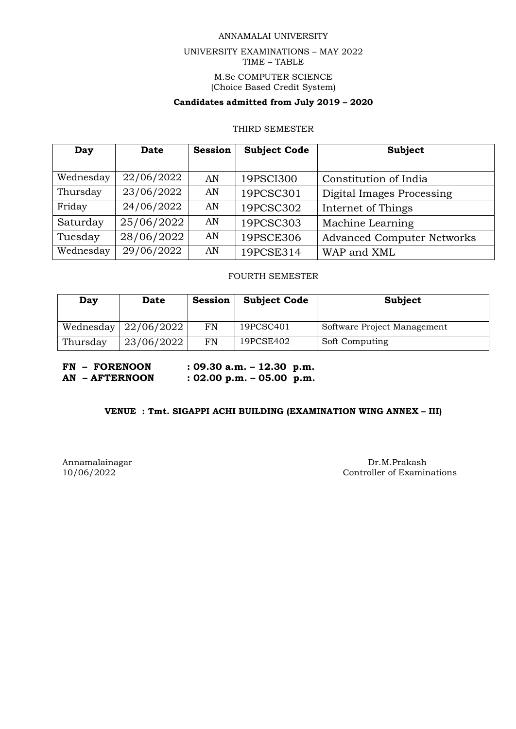ANNAMALAI UNIVERSITY

UNIVERSITY EXAMINATIONS – MAY 2022

TIME – TABLE

M.Sc COMPUTER SCIENCE

(Choice Based Credit System)

**Candidates admitted from July 2019 – 2020**

THIRD SEMESTER

| Day | Date | Session | Subject Code | Subject |
|---|---|---|---|---|
| Wednesday | 22/06/2022 | AN | 19PSCI300 | Constitution of India |
| Thursday | 23/06/2022 | AN | 19PCSC301 | Digital Images Processing |
| Friday | 24/06/2022 | AN | 19PCSC302 | Internet of Things |
| Saturday | 25/06/2022 | AN | 19PCSC303 | Machine Learning |
| Tuesday | 28/06/2022 | AN | 19PSCE306 | Advanced Computer Networks |
| Wednesday | 29/06/2022 | AN | 19PCSE314 | WAP and XML |

FOURTH SEMESTER

| Day | Date | Session | Subject Code | Subject |
|---|---|---|---|---|
| Wednesday | 22/06/2022 | FN | 19PCSC401 | Software Project Management |
| Thursday | 23/06/2022 | FN | 19PCSE402 | Soft Computing |

**FN – FORENOON : 09.30 a.m. – 12.30 p.m.**

**AN – AFTERNOON : 02.00 p.m. – 05.00 p.m.**

**VENUE : Tmt. SIGAPPI ACHI BUILDING (EXAMINATION WING ANNEX – III)**

Annamalainagar

10/06/2022

Dr.M.Prakash

Controller of Examinations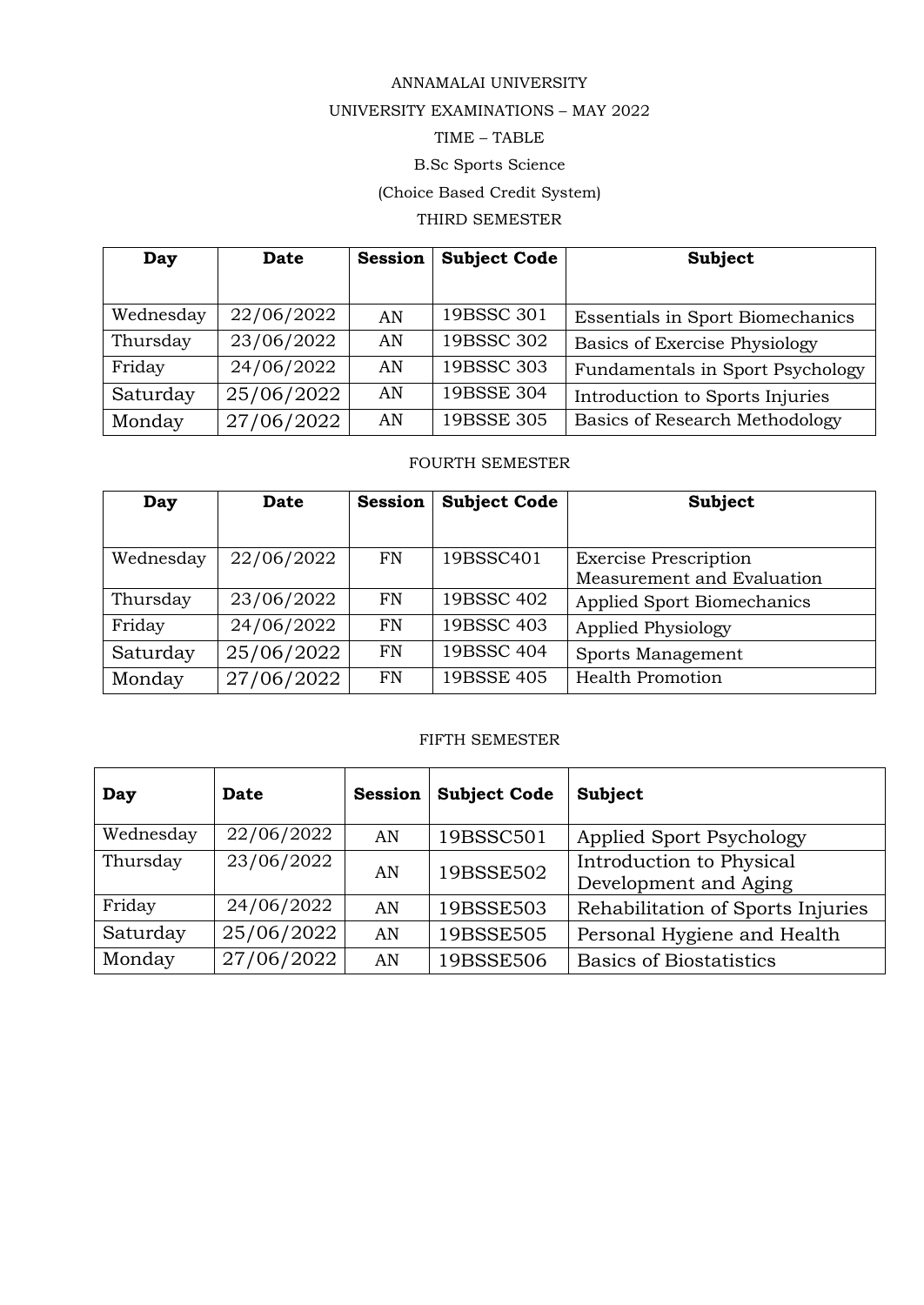ANNAMALAI UNIVERSITY

UNIVERSITY EXAMINATIONS – MAY 2022

TIME – TABLE

B.Sc Sports Science

(Choice Based Credit System)

THIRD SEMESTER

| Day | Date | Session | Subject Code | Subject |
|---|---|---|---|---|
| Wednesday | 22/06/2022 | AN | 19BSSC 301 | Essentials in Sport Biomechanics |
| Thursday | 23/06/2022 | AN | 19BSSC 302 | Basics of Exercise Physiology |
| Friday | 24/06/2022 | AN | 19BSSC 303 | Fundamentals in Sport Psychology |
| Saturday | 25/06/2022 | AN | 19BSSE 304 | Introduction to Sports Injuries |
| Monday | 27/06/2022 | AN | 19BSSE 305 | Basics of Research Methodology |

FOURTH SEMESTER

| Day | Date | Session | Subject Code | Subject |
|---|---|---|---|---|
| Wednesday | 22/06/2022 | FN | 19BSSC401 | Exercise Prescription Measurement and Evaluation |
| Thursday | 23/06/2022 | FN | 19BSSC 402 | Applied Sport Biomechanics |
| Friday | 24/06/2022 | FN | 19BSSC 403 | Applied Physiology |
| Saturday | 25/06/2022 | FN | 19BSSC 404 | Sports Management |
| Monday | 27/06/2022 | FN | 19BSSE 405 | Health Promotion |

FIFTH SEMESTER

| Day | Date | Session | Subject Code | Subject |
|---|---|---|---|---|
| Wednesday | 22/06/2022 | AN | 19BSSC501 | Applied Sport Psychology |
| Thursday | 23/06/2022 | AN | 19BSSE502 | Introduction to Physical Development and Aging |
| Friday | 24/06/2022 | AN | 19BSSE503 | Rehabilitation of Sports Injuries |
| Saturday | 25/06/2022 | AN | 19BSSE505 | Personal Hygiene and Health |
| Monday | 27/06/2022 | AN | 19BSSE506 | Basics of Biostatistics |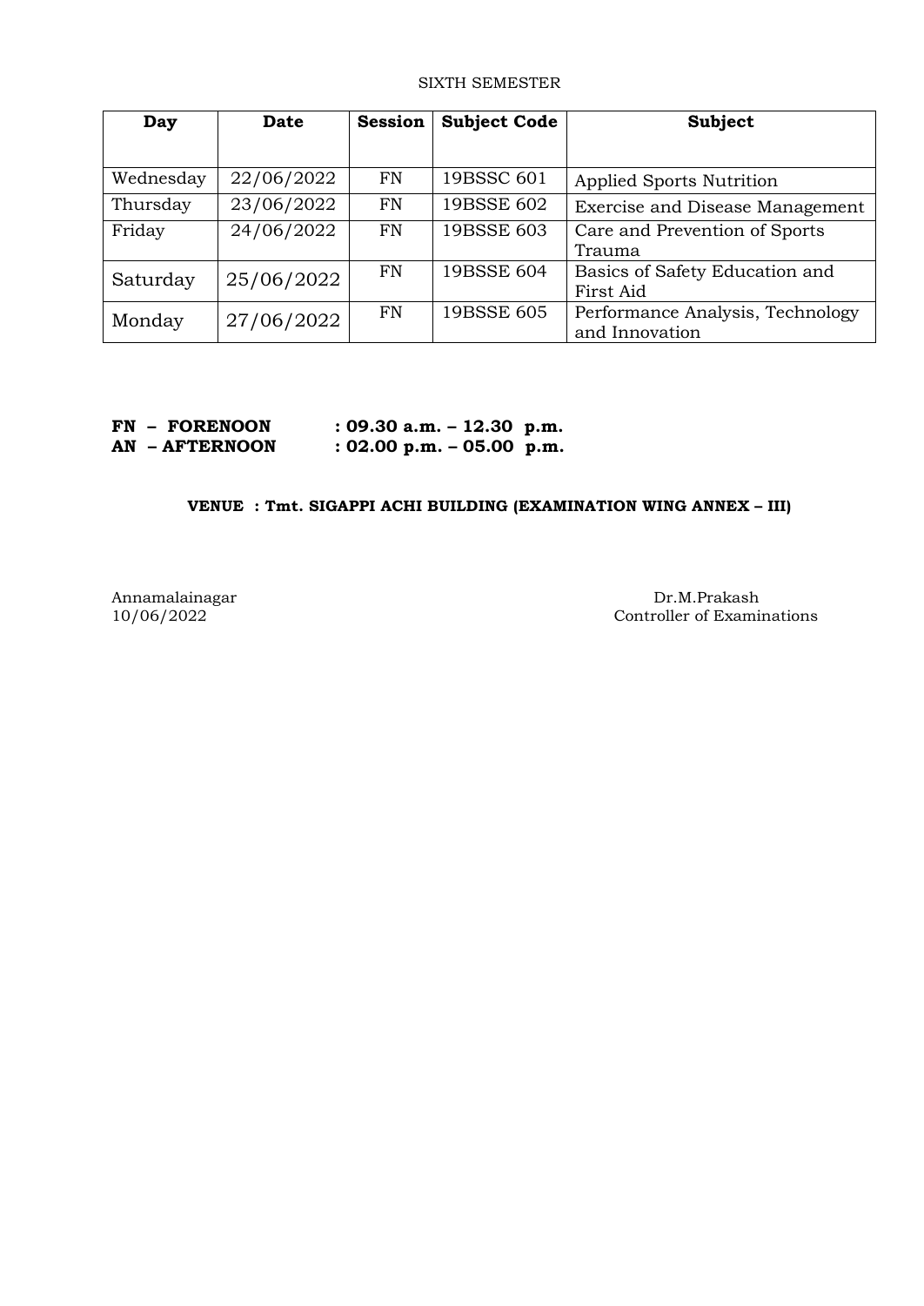SIXTH SEMESTER

| Day | Date | Session | Subject Code | Subject |
|---|---|---|---|---|
| Wednesday | 22/06/2022 | FN | 19BSSC 601 | Applied Sports Nutrition |
| Thursday | 23/06/2022 | FN | 19BSSE 602 | Exercise and Disease Management |
| Friday | 24/06/2022 | FN | 19BSSE 603 | Care and Prevention of Sports Trauma |
| Saturday | 25/06/2022 | FN | 19BSSE 604 | Basics of Safety Education and First Aid |
| Monday | 27/06/2022 | FN | 19BSSE 605 | Performance Analysis, Technology and Innovation |

**FN – FORENOON : 09.30 a.m. – 12.30 p.m.**
**AN – AFTERNOON : 02.00 p.m. – 05.00 p.m.**

**VENUE : Tmt. SIGAPPI ACHI BUILDING (EXAMINATION WING ANNEX – III)**

Annamalainagar
10/06/2022

Dr.M.Prakash
Controller of Examinations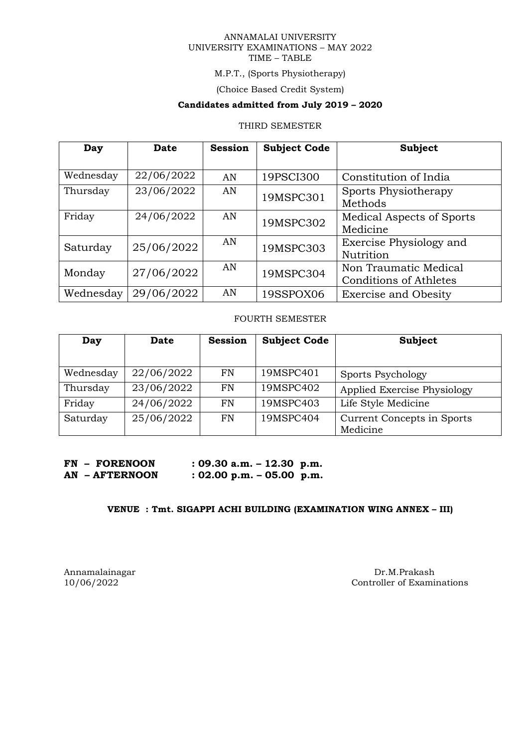ANNAMALAI UNIVERSITY
UNIVERSITY EXAMINATIONS – MAY 2022
TIME – TABLE

M.P.T., (Sports Physiotherapy)

(Choice Based Credit System)

**Candidates admitted from July 2019 – 2020**

THIRD SEMESTER

| Day | Date | Session | Subject Code | Subject |
|---|---|---|---|---|
| Wednesday | 22/06/2022 | AN | 19PSCI300 | Constitution of India |
| Thursday | 23/06/2022 | AN | 19MSPC301 | Sports Physiotherapy Methods |
| Friday | 24/06/2022 | AN | 19MSPC302 | Medical Aspects of Sports Medicine |
| Saturday | 25/06/2022 | AN | 19MSPC303 | Exercise Physiology and Nutrition |
| Monday | 27/06/2022 | AN | 19MSPC304 | Non Traumatic Medical Conditions of Athletes |
| Wednesday | 29/06/2022 | AN | 19SSPOX06 | Exercise and Obesity |

FOURTH SEMESTER

| Day | Date | Session | Subject Code | Subject |
|---|---|---|---|---|
| Wednesday | 22/06/2022 | FN | 19MSPC401 | Sports Psychology |
| Thursday | 23/06/2022 | FN | 19MSPC402 | Applied Exercise Physiology |
| Friday | 24/06/2022 | FN | 19MSPC403 | Life Style Medicine |
| Saturday | 25/06/2022 | FN | 19MSPC404 | Current Concepts in Sports Medicine |

**FN – FORENOON : 09.30 a.m. – 12.30 p.m.**
**AN – AFTERNOON : 02.00 p.m. – 05.00 p.m.**

**VENUE : Tmt. SIGAPPI ACHI BUILDING (EXAMINATION WING ANNEX – III)**

Annamalainagar
10/06/2022

Dr.M.Prakash
Controller of Examinations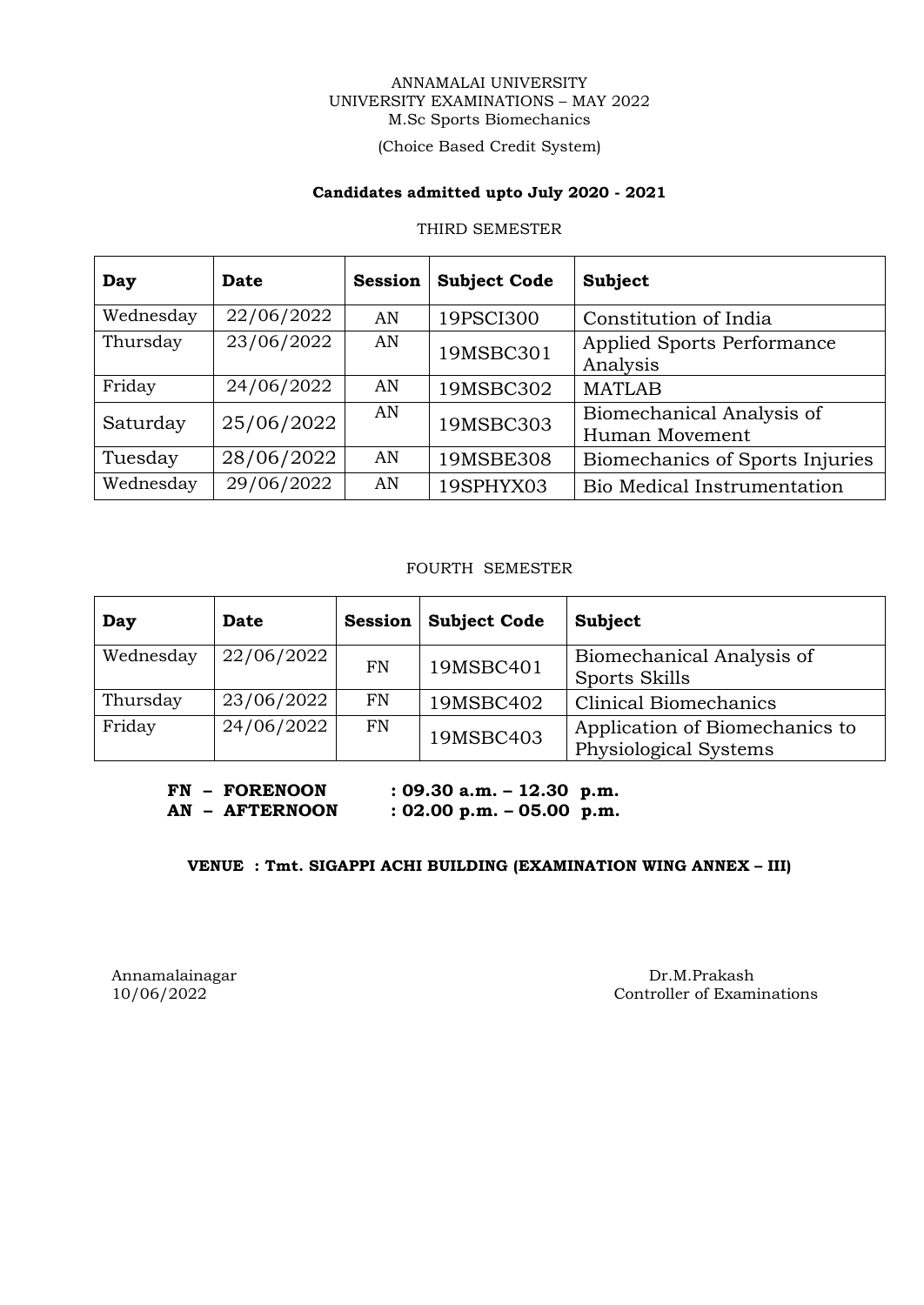ANNAMALAI UNIVERSITY
UNIVERSITY EXAMINATIONS – MAY 2022
M.Sc Sports Biomechanics

(Choice Based Credit System)

**Candidates admitted upto July 2020 - 2021**

THIRD SEMESTER

| **Day** | **Date** | **Session** | **Subject Code** | **Subject** |
|---|---|---|---|---|
| Wednesday | 22/06/2022 | AN | 19PSCI300 | Constitution of India |
| Thursday | 23/06/2022 | AN | 19MSBC301 | Applied Sports Performance Analysis |
| Friday | 24/06/2022 | AN | 19MSBC302 | MATLAB |
| Saturday | 25/06/2022 | AN | 19MSBC303 | Biomechanical Analysis of Human Movement |
| Tuesday | 28/06/2022 | AN | 19MSBE308 | Biomechanics of Sports Injuries |
| Wednesday | 29/06/2022 | AN | 19SPHYX03 | Bio Medical Instrumentation |

FOURTH SEMESTER

| **Day** | **Date** | **Session** | **Subject Code** | **Subject** |
|---|---|---|---|---|
| Wednesday | 22/06/2022 | FN | 19MSBC401 | Biomechanical Analysis of Sports Skills |
| Thursday | 23/06/2022 | FN | 19MSBC402 | Clinical Biomechanics |
| Friday | 24/06/2022 | FN | 19MSBC403 | Application of Biomechanics to Physiological Systems |

**FN – FORENOON : 09.30 a.m. – 12.30 p.m.**
**AN – AFTERNOON : 02.00 p.m. – 05.00 p.m.**

**VENUE : Tmt. SIGAPPI ACHI BUILDING (EXAMINATION WING ANNEX – III)**

Annamalainagar
10/06/2022

Dr.M.Prakash
Controller of Examinations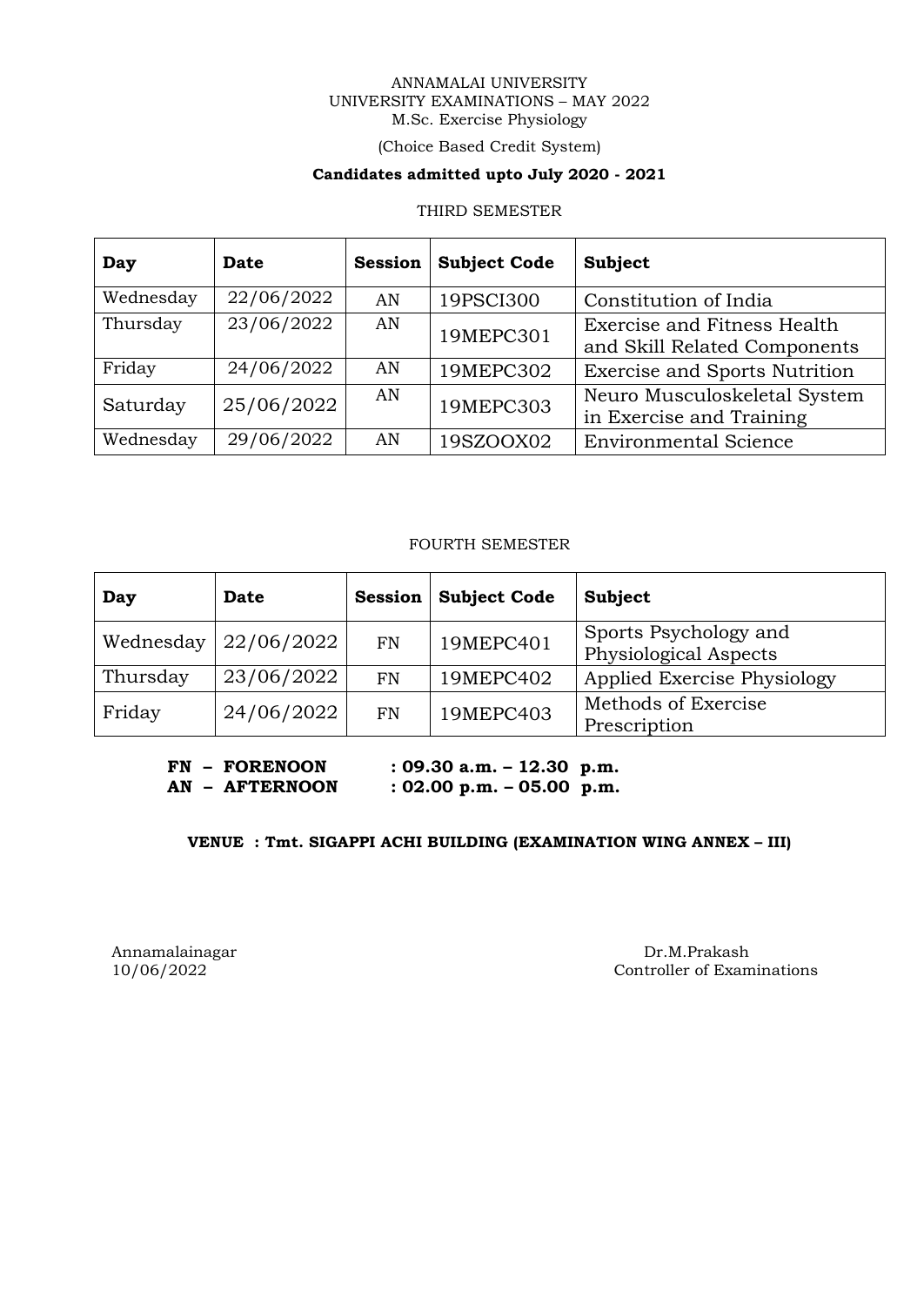ANNAMALAI UNIVERSITY
UNIVERSITY EXAMINATIONS – MAY 2022
M.Sc. Exercise Physiology

(Choice Based Credit System)

**Candidates admitted upto July 2020 - 2021**

THIRD SEMESTER

| **Day** | **Date** | **Session** | **Subject Code** | **Subject** |
|---|---|---|---|---|
| Wednesday | 22/06/2022 | AN | 19PSCI300 | Constitution of India |
| Thursday | 23/06/2022 | AN | 19MEPC301 | Exercise and Fitness Health and Skill Related Components |
| Friday | 24/06/2022 | AN | 19MEPC302 | Exercise and Sports Nutrition |
| Saturday | 25/06/2022 | AN | 19MEPC303 | Neuro Musculoskeletal System in Exercise and Training |
| Wednesday | 29/06/2022 | AN | 19SZOOX02 | Environmental Science |

FOURTH SEMESTER

| **Day** | **Date** | **Session** | **Subject Code** | **Subject** |
|---|---|---|---|---|
| Wednesday | 22/06/2022 | FN | 19MEPC401 | Sports Psychology and Physiological Aspects |
| Thursday | 23/06/2022 | FN | 19MEPC402 | Applied Exercise Physiology |
| Friday | 24/06/2022 | FN | 19MEPC403 | Methods of Exercise Prescription |

**FN – FORENOON : 09.30 a.m. – 12.30 p.m.**
**AN – AFTERNOON : 02.00 p.m. – 05.00 p.m.**

**VENUE : Tmt. SIGAPPI ACHI BUILDING (EXAMINATION WING ANNEX – III)**

Annamalainagar
10/06/2022

Dr.M.Prakash
Controller of Examinations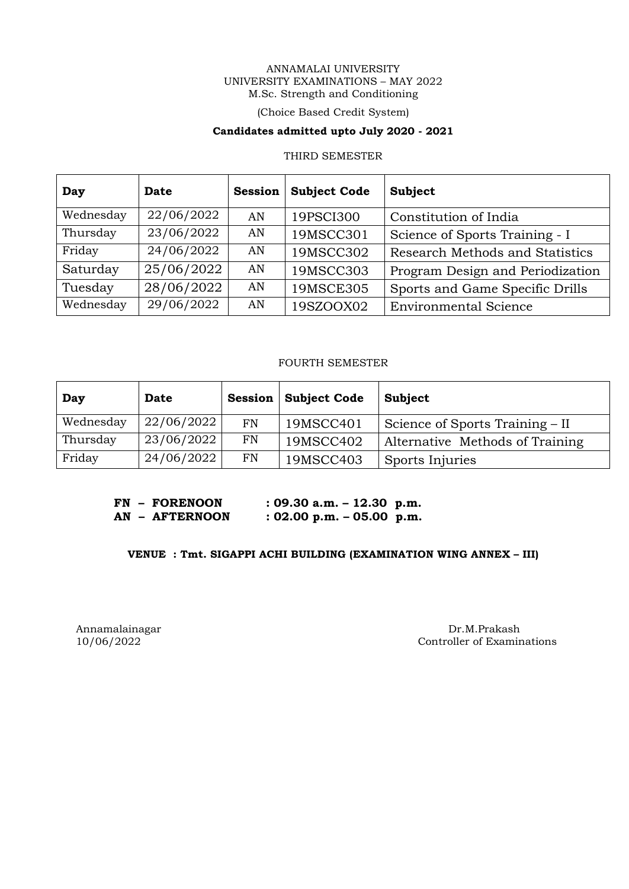ANNAMALAI UNIVERSITY
UNIVERSITY EXAMINATIONS – MAY 2022
M.Sc. Strength and Conditioning

(Choice Based Credit System)

**Candidates admitted upto July 2020 - 2021**

THIRD SEMESTER

| **Day** | **Date** | **Session** | **Subject Code** | **Subject** |
|---|---|---|---|---|
| Wednesday | 22/06/2022 | AN | 19PSCI300 | Constitution of India |
| Thursday | 23/06/2022 | AN | 19MSCC301 | Science of Sports Training - I |
| Friday | 24/06/2022 | AN | 19MSCC302 | Research Methods and Statistics |
| Saturday | 25/06/2022 | AN | 19MSCC303 | Program Design and Periodization |
| Tuesday | 28/06/2022 | AN | 19MSCE305 | Sports and Game Specific Drills |
| Wednesday | 29/06/2022 | AN | 19SZOOX02 | Environmental Science |

FOURTH SEMESTER

| **Day** | **Date** | **Session** | **Subject Code** | **Subject** |
|---|---|---|---|---|
| Wednesday | 22/06/2022 | FN | 19MSCC401 | Science of Sports Training – II |
| Thursday | 23/06/2022 | FN | 19MSCC402 | Alternative Methods of Training |
| Friday | 24/06/2022 | FN | 19MSCC403 | Sports Injuries |

**FN – FORENOON : 09.30 a.m. – 12.30 p.m.**
**AN – AFTERNOON : 02.00 p.m. – 05.00 p.m.**

**VENUE : Tmt. SIGAPPI ACHI BUILDING (EXAMINATION WING ANNEX – III)**

Annamalainagar
10/06/2022

Dr.M.Prakash
Controller of Examinations